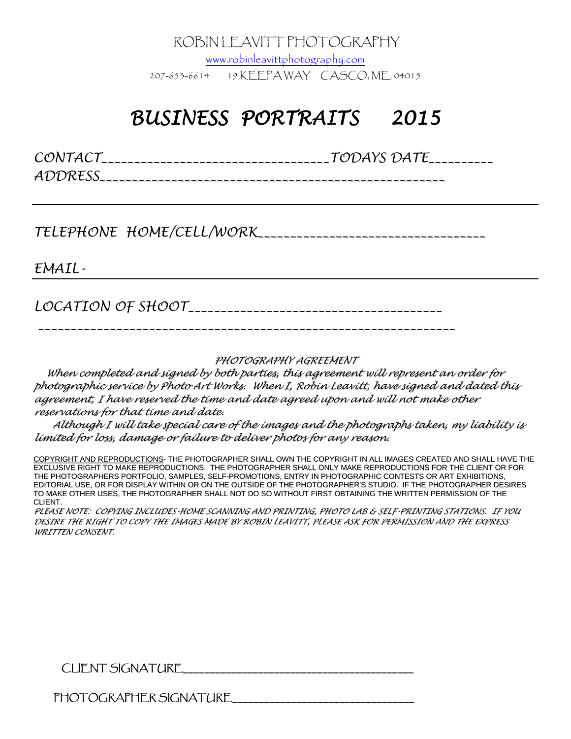ROBIN LEAVITT PHOTOGRAPHY

www.robinleavittphotography.com

207-653-6614    19 KEEPAWAY   CASCO, ME, 04015

# BUSINESS PORTRAITS    2015

CONTACT_________________________________TODAYS DATE_________

ADDRESS___________________________________________________

TELEPHONE HOME/CELL/WORK_________________________________

EMAIL-

LOCATION OF SHOOT_____________________________________

_____________________________________________________________

*PHOTOGRAPHY AGREEMENT*

*When completed and signed by both parties, this agreement will represent an order for photographic service by Photo Art Works. When I, Robin Leavitt, have signed and dated this agreement, I have reserved the time and date agreed upon and will not make other reservations for that time and date.*

*Although I will take special care of the images and the photographs taken, my liability is limited for loss, damage or failure to deliver photos for any reason.*

COPYRIGHT AND REPRODUCTIONS- THE PHOTOGRAPHER SHALL OWN THE COPYRIGHT IN ALL IMAGES CREATED AND SHALL HAVE THE EXCLUSIVE RIGHT TO MAKE REPRODUCTIONS. THE PHOTOGRAPHER SHALL ONLY MAKE REPRODUCTIONS FOR THE CLIENT OR FOR THE PHOTOGRAPHERS PORTFOLIO, SAMPLES, SELF-PROMOTIONS, ENTRY IN PHOTOGRAPHIC CONTESTS OR ART EXHIBITIONS, EDITORIAL USE, OR FOR DISPLAY WITHIN OR ON THE OUTSIDE OF THE PHOTOGRAPHER'S STUDIO. IF THE PHOTOGRAPHER DESIRES TO MAKE OTHER USES, THE PHOTOGRAPHER SHALL NOT DO SO WITHOUT FIRST OBTAINING THE WRITTEN PERMISSION OF THE CLIENT.

*PLEASE NOTE: COPYING INCLUDES-HOME SCANNING AND PRINTING, PHOTO LAB & SELF-PRINTING STATIONS. IF YOU DESIRE THE RIGHT TO COPY THE IMAGES MADE BY ROBIN LEAVITT, PLEASE ASK FOR PERMISSION AND THE EXPRESS WRITTEN CONSENT.*

CLIENT SIGNATURE_____________________________________

PHOTOGRAPHER SIGNATURE_______________________________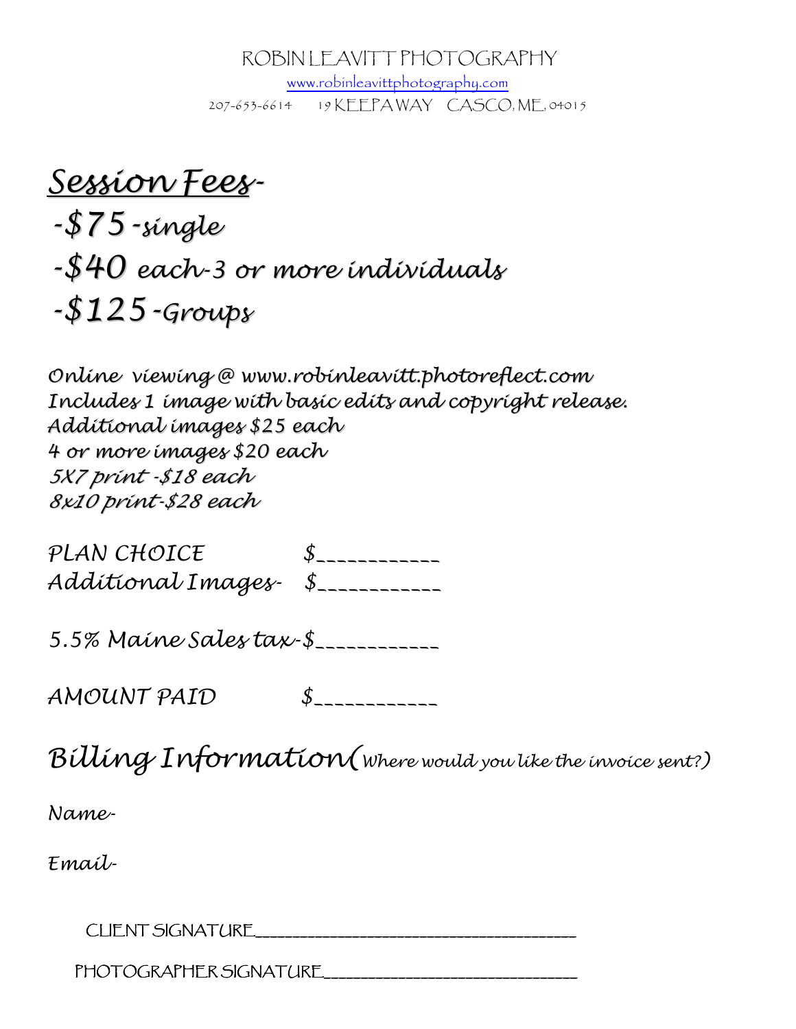ROBIN LEAVITT PHOTOGRAPHY

www.robinleavittphotography.com

207-653-6614 19 KEEPAWAY CASCO, ME, 04015

# Session Fees-

-$75-single

-$40 each-3 or more individuals

-$125-Groups

Online viewing @ www.robinleavitt.photoreflect.com
Includes 1 image with basic edits and copyright release.
Additional images $25 each
4 or more images $20 each
5X7 print -$18 each
8x10 print-$28 each

PLAN CHOICE $___________

Additional Images- $___________

5.5% Maine Sales tax-$___________

AMOUNT PAID $___________

## Billing Information(Where would you like the invoice sent?)

Name-

Email-

CLIENT SIGNATURE____________________________________

PHOTOGRAPHER SIGNATURE_____________________________